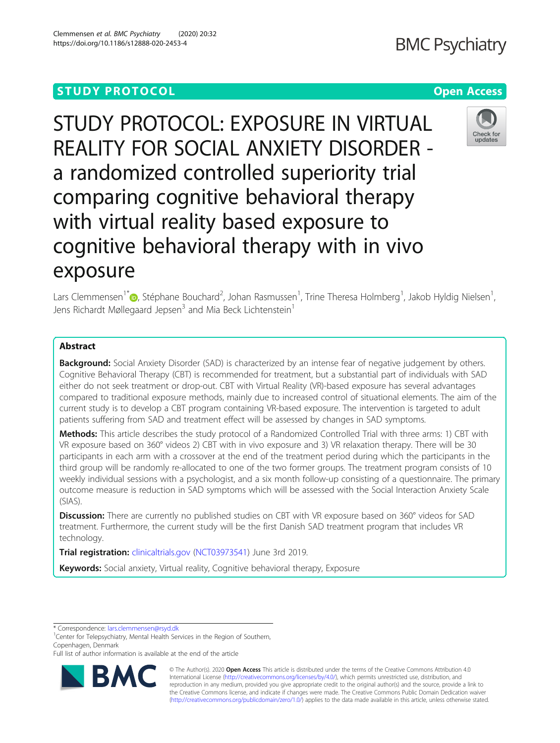STUDY PROTOCOL

Open Access

# STUDY PROTOCOL: EXPOSURE IN VIRTUAL REALITY FOR SOCIAL ANXIETY DISORDER - a randomized controlled superiority trial comparing cognitive behavioral therapy with virtual reality based exposure to cognitive behavioral therapy with in vivo exposure

Lars Clemmensen[1*], Stéphane Bouchard[2], Johan Rasmussen[1], Trine Theresa Holmberg[1], Jakob Hyldig Nielsen[1], Jens Richardt Møllegaard Jepsen[3] and Mia Beck Lichtenstein[1]

## Abstract

**Background:** Social Anxiety Disorder (SAD) is characterized by an intense fear of negative judgement by others. Cognitive Behavioral Therapy (CBT) is recommended for treatment, but a substantial part of individuals with SAD either do not seek treatment or drop-out. CBT with Virtual Reality (VR)-based exposure has several advantages compared to traditional exposure methods, mainly due to increased control of situational elements. The aim of the current study is to develop a CBT program containing VR-based exposure. The intervention is targeted to adult patients suffering from SAD and treatment effect will be assessed by changes in SAD symptoms.

**Methods:** This article describes the study protocol of a Randomized Controlled Trial with three arms: 1) CBT with VR exposure based on 360° videos 2) CBT with in vivo exposure and 3) VR relaxation therapy. There will be 30 participants in each arm with a crossover at the end of the treatment period during which the participants in the third group will be randomly re-allocated to one of the two former groups. The treatment program consists of 10 weekly individual sessions with a psychologist, and a six month follow-up consisting of a questionnaire. The primary outcome measure is reduction in SAD symptoms which will be assessed with the Social Interaction Anxiety Scale (SIAS).

**Discussion:** There are currently no published studies on CBT with VR exposure based on 360° videos for SAD treatment. Furthermore, the current study will be the first Danish SAD treatment program that includes VR technology.

**Trial registration:** clinicaltrials.gov (NCT03973541) June 3rd 2019.

**Keywords:** Social anxiety, Virtual reality, Cognitive behavioral therapy, Exposure

---

\* Correspondence: lars.clemmensen@rsyd.dk

[1] Center for Telepsychiatry, Mental Health Services in the Region of Southern, Copenhagen, Denmark

Full list of author information is available at the end of the article

© The Author(s). 2020 **Open Access** This article is distributed under the terms of the Creative Commons Attribution 4.0 International License (http://creativecommons.org/licenses/by/4.0/), which permits unrestricted use, distribution, and reproduction in any medium, provided you give appropriate credit to the original author(s) and the source, provide a link to the Creative Commons license, and indicate if changes were made. The Creative Commons Public Domain Dedication waiver (http://creativecommons.org/publicdomain/zero/1.0/) applies to the data made available in this article, unless otherwise stated.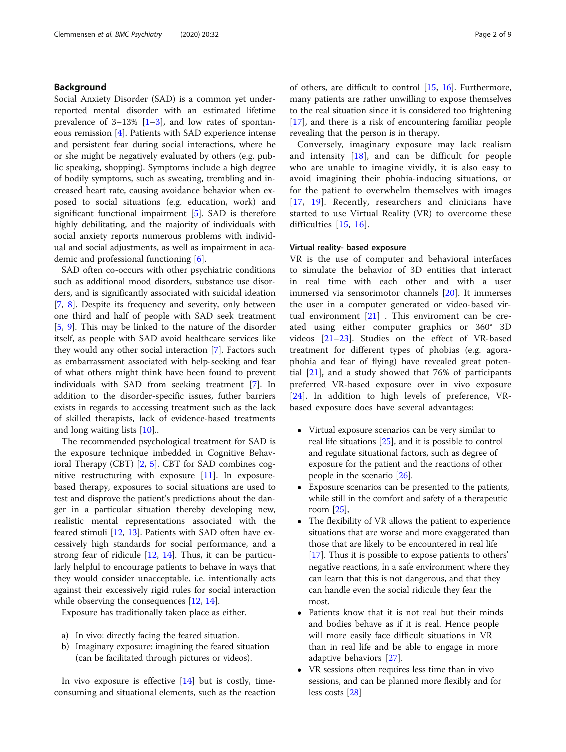## Background

Social Anxiety Disorder (SAD) is a common yet underreported mental disorder with an estimated lifetime prevalence of 3–13% [1–3], and low rates of spontaneous remission [4]. Patients with SAD experience intense and persistent fear during social interactions, where he or she might be negatively evaluated by others (e.g. public speaking, shopping). Symptoms include a high degree of bodily symptoms, such as sweating, trembling and increased heart rate, causing avoidance behavior when exposed to social situations (e.g. education, work) and significant functional impairment [5]. SAD is therefore highly debilitating, and the majority of individuals with social anxiety reports numerous problems with individual and social adjustments, as well as impairment in academic and professional functioning [6].

SAD often co-occurs with other psychiatric conditions such as additional mood disorders, substance use disorders, and is significantly associated with suicidal ideation [7, 8]. Despite its frequency and severity, only between one third and half of people with SAD seek treatment [5, 9]. This may be linked to the nature of the disorder itself, as people with SAD avoid healthcare services like they would any other social interaction [7]. Factors such as embarrassment associated with help-seeking and fear of what others might think have been found to prevent individuals with SAD from seeking treatment [7]. In addition to the disorder-specific issues, futher barriers exists in regards to accessing treatment such as the lack of skilled therapists, lack of evidence-based treatments and long waiting lists [10]..

The recommended psychological treatment for SAD is the exposure technique imbedded in Cognitive Behavioral Therapy (CBT) [2, 5]. CBT for SAD combines cognitive restructuring with exposure [11]. In exposure-based therapy, exposures to social situations are used to test and disprove the patient's predictions about the danger in a particular situation thereby developing new, realistic mental representations associated with the feared stimuli [12, 13]. Patients with SAD often have excessively high standards for social performance, and a strong fear of ridicule [12, 14]. Thus, it can be particularly helpful to encourage patients to behave in ways that they would consider unacceptable. i.e. intentionally acts against their excessively rigid rules for social interaction while observing the consequences [12, 14].

Exposure has traditionally taken place as either.

a) In vivo: directly facing the feared situation.
b) Imaginary exposure: imagining the feared situation (can be facilitated through pictures or videos).

In vivo exposure is effective [14] but is costly, time-consuming and situational elements, such as the reaction of others, are difficult to control [15, 16]. Furthermore, many patients are rather unwilling to expose themselves to the real situation since it is considered too frightening [17], and there is a risk of encountering familiar people revealing that the person is in therapy.

Conversely, imaginary exposure may lack realism and intensity [18], and can be difficult for people who are unable to imagine vividly, it is also easy to avoid imagining their phobia-inducing situations, or for the patient to overwhelm themselves with images [17, 19]. Recently, researchers and clinicians have started to use Virtual Reality (VR) to overcome these difficulties [15, 16].

### Virtual reality- based exposure

VR is the use of computer and behavioral interfaces to simulate the behavior of 3D entities that interact in real time with each other and with a user immersed via sensorimotor channels [20]. It immerses the user in a computer generated or video-based virtual environment [21] . This enviroment can be created using either computer graphics or 360° 3D videos [21–23]. Studies on the effect of VR-based treatment for different types of phobias (e.g. agoraphobia and fear of flying) have revealed great potential [21], and a study showed that 76% of participants preferred VR-based exposure over in vivo exposure [24]. In addition to high levels of preference, VR-based exposure does have several advantages:

- Virtual exposure scenarios can be very similar to real life situations [25], and it is possible to control and regulate situational factors, such as degree of exposure for the patient and the reactions of other people in the scenario [26].
- Exposure scenarios can be presented to the patients, while still in the comfort and safety of a therapeutic room [25],
- The flexibility of VR allows the patient to experience situations that are worse and more exaggerated than those that are likely to be encountered in real life [17]. Thus it is possible to expose patients to others' negative reactions, in a safe environment where they can learn that this is not dangerous, and that they can handle even the social ridicule they fear the most.
- Patients know that it is not real but their minds and bodies behave as if it is real. Hence people will more easily face difficult situations in VR than in real life and be able to engage in more adaptive behaviors [27].
- VR sessions often requires less time than in vivo sessions, and can be planned more flexibly and for less costs [28]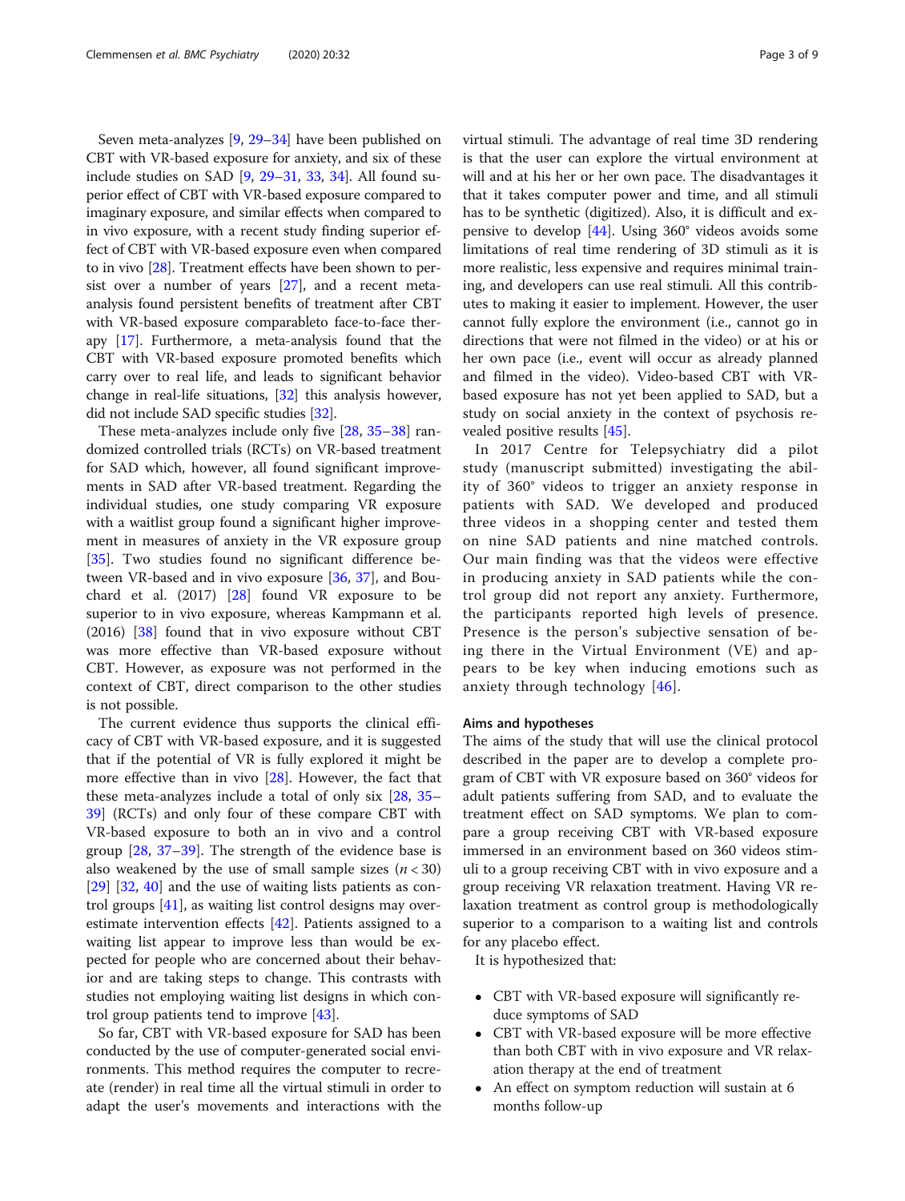Seven meta-analyzes [9, 29–34] have been published on CBT with VR-based exposure for anxiety, and six of these include studies on SAD [9, 29–31, 33, 34]. All found superior effect of CBT with VR-based exposure compared to imaginary exposure, and similar effects when compared to in vivo exposure, with a recent study finding superior effect of CBT with VR-based exposure even when compared to in vivo [28]. Treatment effects have been shown to persist over a number of years [27], and a recent meta-analysis found persistent benefits of treatment after CBT with VR-based exposure comparableto face-to-face therapy [17]. Furthermore, a meta-analysis found that the CBT with VR-based exposure promoted benefits which carry over to real life, and leads to significant behavior change in real-life situations, [32] this analysis however, did not include SAD specific studies [32].

These meta-analyzes include only five [28, 35–38] randomized controlled trials (RCTs) on VR-based treatment for SAD which, however, all found significant improvements in SAD after VR-based treatment. Regarding the individual studies, one study comparing VR exposure with a waitlist group found a significant higher improvement in measures of anxiety in the VR exposure group [35]. Two studies found no significant difference between VR-based and in vivo exposure [36, 37], and Bouchard et al. (2017) [28] found VR exposure to be superior to in vivo exposure, whereas Kampmann et al. (2016) [38] found that in vivo exposure without CBT was more effective than VR-based exposure without CBT. However, as exposure was not performed in the context of CBT, direct comparison to the other studies is not possible.

The current evidence thus supports the clinical efficacy of CBT with VR-based exposure, and it is suggested that if the potential of VR is fully explored it might be more effective than in vivo [28]. However, the fact that these meta-analyzes include a total of only six [28, 35–39] (RCTs) and only four of these compare CBT with VR-based exposure to both an in vivo and a control group [28, 37–39]. The strength of the evidence base is also weakened by the use of small sample sizes ($n < 30$) [29] [32, 40] and the use of waiting lists patients as control groups [41], as waiting list control designs may overestimate intervention effects [42]. Patients assigned to a waiting list appear to improve less than would be expected for people who are concerned about their behavior and are taking steps to change. This contrasts with studies not employing waiting list designs in which control group patients tend to improve [43].

So far, CBT with VR-based exposure for SAD has been conducted by the use of computer-generated social environments. This method requires the computer to recreate (render) in real time all the virtual stimuli in order to adapt the user's movements and interactions with the virtual stimuli. The advantage of real time 3D rendering is that the user can explore the virtual environment at will and at his her or her own pace. The disadvantages it that it takes computer power and time, and all stimuli has to be synthetic (digitized). Also, it is difficult and expensive to develop [44]. Using 360° videos avoids some limitations of real time rendering of 3D stimuli as it is more realistic, less expensive and requires minimal training, and developers can use real stimuli. All this contributes to making it easier to implement. However, the user cannot fully explore the environment (i.e., cannot go in directions that were not filmed in the video) or at his or her own pace (i.e., event will occur as already planned and filmed in the video). Video-based CBT with VR-based exposure has not yet been applied to SAD, but a study on social anxiety in the context of psychosis revealed positive results [45].

In 2017 Centre for Telepsychiatry did a pilot study (manuscript submitted) investigating the ability of 360° videos to trigger an anxiety response in patients with SAD. We developed and produced three videos in a shopping center and tested them on nine SAD patients and nine matched controls. Our main finding was that the videos were effective in producing anxiety in SAD patients while the control group did not report any anxiety. Furthermore, the participants reported high levels of presence. Presence is the person's subjective sensation of being there in the Virtual Environment (VE) and appears to be key when inducing emotions such as anxiety through technology [46].

### Aims and hypotheses

The aims of the study that will use the clinical protocol described in the paper are to develop a complete program of CBT with VR exposure based on 360° videos for adult patients suffering from SAD, and to evaluate the treatment effect on SAD symptoms. We plan to compare a group receiving CBT with VR-based exposure immersed in an environment based on 360 videos stimuli to a group receiving CBT with in vivo exposure and a group receiving VR relaxation treatment. Having VR relaxation treatment as control group is methodologically superior to a comparison to a waiting list and controls for any placebo effect.

It is hypothesized that:

- CBT with VR-based exposure will significantly reduce symptoms of SAD
- CBT with VR-based exposure will be more effective than both CBT with in vivo exposure and VR relaxation therapy at the end of treatment
- An effect on symptom reduction will sustain at 6 months follow-up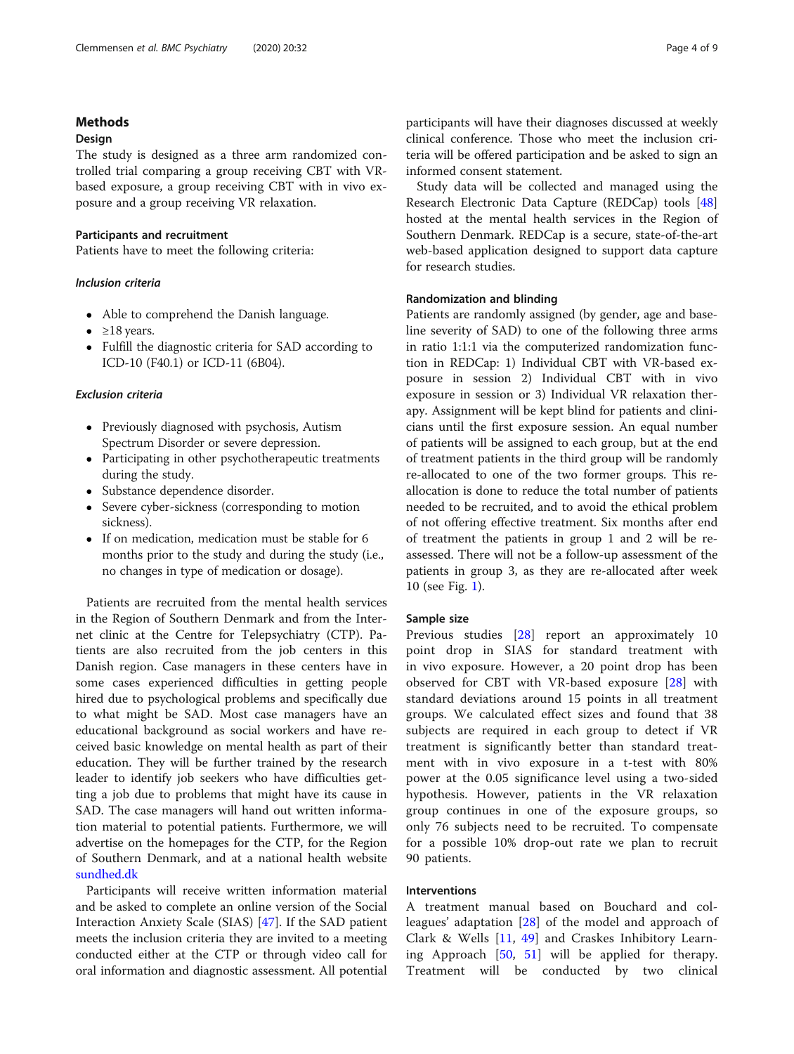## Methods

### Design

The study is designed as a three arm randomized controlled trial comparing a group receiving CBT with VR-based exposure, a group receiving CBT with in vivo exposure and a group receiving VR relaxation.

### Participants and recruitment

Patients have to meet the following criteria:

#### *Inclusion criteria*

- Able to comprehend the Danish language.
- ≥18 years.
- Fulfill the diagnostic criteria for SAD according to ICD-10 (F40.1) or ICD-11 (6B04).

#### *Exclusion criteria*

- Previously diagnosed with psychosis, Autism Spectrum Disorder or severe depression.
- Participating in other psychotherapeutic treatments during the study.
- Substance dependence disorder.
- Severe cyber-sickness (corresponding to motion sickness).
- If on medication, medication must be stable for 6 months prior to the study and during the study (i.e., no changes in type of medication or dosage).

Patients are recruited from the mental health services in the Region of Southern Denmark and from the Internet clinic at the Centre for Telepsychiatry (CTP). Patients are also recruited from the job centers in this Danish region. Case managers in these centers have in some cases experienced difficulties in getting people hired due to psychological problems and specifically due to what might be SAD. Most case managers have an educational background as social workers and have received basic knowledge on mental health as part of their education. They will be further trained by the research leader to identify job seekers who have difficulties getting a job due to problems that might have its cause in SAD. The case managers will hand out written information material to potential patients. Furthermore, we will advertise on the homepages for the CTP, for the Region of Southern Denmark, and at a national health website sundhed.dk

Participants will receive written information material and be asked to complete an online version of the Social Interaction Anxiety Scale (SIAS) [47]. If the SAD patient meets the inclusion criteria they are invited to a meeting conducted either at the CTP or through video call for oral information and diagnostic assessment. All potential participants will have their diagnoses discussed at weekly clinical conference. Those who meet the inclusion criteria will be offered participation and be asked to sign an informed consent statement.

Study data will be collected and managed using the Research Electronic Data Capture (REDCap) tools [48] hosted at the mental health services in the Region of Southern Denmark. REDCap is a secure, state-of-the-art web-based application designed to support data capture for research studies.

### Randomization and blinding

Patients are randomly assigned (by gender, age and baseline severity of SAD) to one of the following three arms in ratio 1:1:1 via the computerized randomization function in REDCap: 1) Individual CBT with VR-based exposure in session 2) Individual CBT with in vivo exposure in session or 3) Individual VR relaxation therapy. Assignment will be kept blind for patients and clinicians until the first exposure session. An equal number of patients will be assigned to each group, but at the end of treatment patients in the third group will be randomly re-allocated to one of the two former groups. This re-allocation is done to reduce the total number of patients needed to be recruited, and to avoid the ethical problem of not offering effective treatment. Six months after end of treatment the patients in group 1 and 2 will be re-assessed. There will not be a follow-up assessment of the patients in group 3, as they are re-allocated after week 10 (see Fig. 1).

### Sample size

Previous studies [28] report an approximately 10 point drop in SIAS for standard treatment with in vivo exposure. However, a 20 point drop has been observed for CBT with VR-based exposure [28] with standard deviations around 15 points in all treatment groups. We calculated effect sizes and found that 38 subjects are required in each group to detect if VR treatment is significantly better than standard treatment with in vivo exposure in a t-test with 80% power at the 0.05 significance level using a two-sided hypothesis. However, patients in the VR relaxation group continues in one of the exposure groups, so only 76 subjects need to be recruited. To compensate for a possible 10% drop-out rate we plan to recruit 90 patients.

### Interventions

A treatment manual based on Bouchard and colleagues' adaptation [28] of the model and approach of Clark & Wells [11, 49] and Craskes Inhibitory Learning Approach [50, 51] will be applied for therapy. Treatment will be conducted by two clinical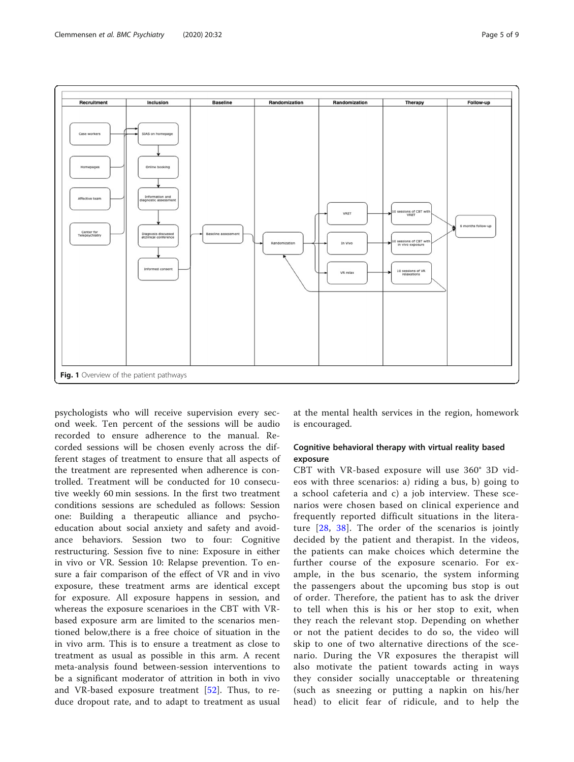Recruitment

Inclusion

Baseline

Randomization

Randomization

Therapy

Follow-up

Case workers

Homepages

Affective team

Center for Telepsychiatry

SIAS on homepage

Online booking

Information and diagnostic assessment

Diagnosis discussed at clinical conference

Informed consent

Baseline assessment

Randomization

VRET

In Vivo

VR relax

10 sessions of CBT with VRET

10 sessions of CBT with in vivo exposure

10 sessions of VR relaxations

6 months follow-up

**Fig. 1** Overview of the patient pathways

psychologists who will receive supervision every second week. Ten percent of the sessions will be audio recorded to ensure adherence to the manual. Recorded sessions will be chosen evenly across the different stages of treatment to ensure that all aspects of the treatment are represented when adherence is controlled. Treatment will be conducted for 10 consecutive weekly 60 min sessions. In the first two treatment conditions sessions are scheduled as follows: Session one: Building a therapeutic alliance and psychoeducation about social anxiety and safety and avoidance behaviors. Session two to four: Cognitive restructuring. Session five to nine: Exposure in either in vivo or VR. Session 10: Relapse prevention. To ensure a fair comparison of the effect of VR and in vivo exposure, these treatment arms are identical except for exposure. All exposure happens in session, and whereas the exposure scenarioes in the CBT with VR-based exposure arm are limited to the scenarios mentioned below,there is a free choice of situation in the in vivo arm. This is to ensure a treatment as close to treatment as usual as possible in this arm. A recent meta-analysis found between-session interventions to be a significant moderator of attrition in both in vivo and VR-based exposure treatment [52]. Thus, to reduce dropout rate, and to adapt to treatment as usual at the mental health services in the region, homework is encouraged.

### Cognitive behavioral therapy with virtual reality based exposure

CBT with VR-based exposure will use 360° 3D videos with three scenarios: a) riding a bus, b) going to a school cafeteria and c) a job interview. These scenarios were chosen based on clinical experience and frequently reported difficult situations in the literature [28, 38]. The order of the scenarios is jointly decided by the patient and therapist. In the videos, the patients can make choices which determine the further course of the exposure scenario. For example, in the bus scenario, the system informing the passengers about the upcoming bus stop is out of order. Therefore, the patient has to ask the driver to tell when this is his or her stop to exit, when they reach the relevant stop. Depending on whether or not the patient decides to do so, the video will skip to one of two alternative directions of the scenario. During the VR exposures the therapist will also motivate the patient towards acting in ways they consider socially unacceptable or threatening (such as sneezing or putting a napkin on his/her head) to elicit fear of ridicule, and to help the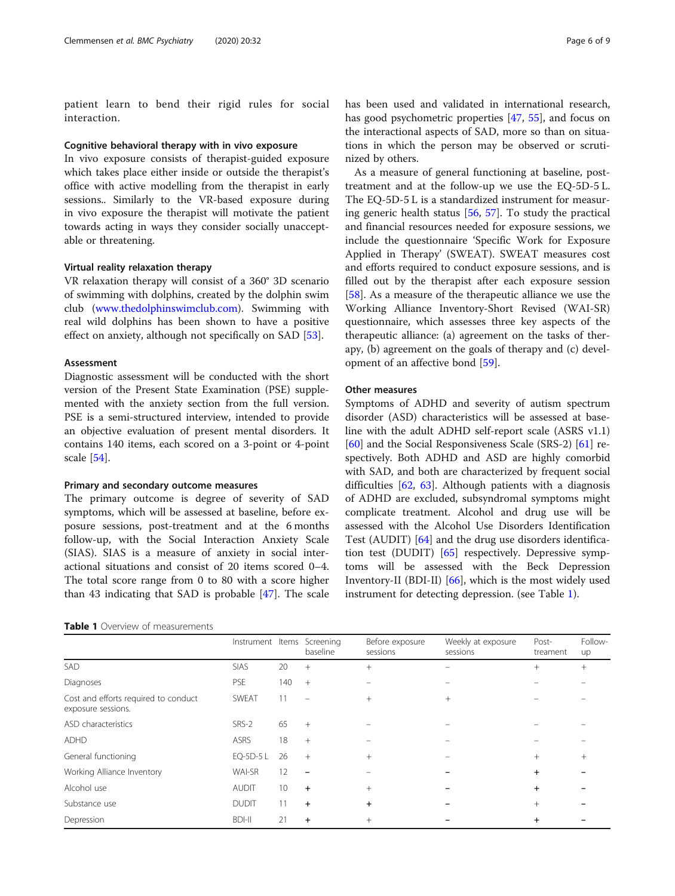patient learn to bend their rigid rules for social interaction.

### Cognitive behavioral therapy with in vivo exposure

In vivo exposure consists of therapist-guided exposure which takes place either inside or outside the therapist's office with active modelling from the therapist in early sessions.. Similarly to the VR-based exposure during in vivo exposure the therapist will motivate the patient towards acting in ways they consider socially unacceptable or threatening.

### Virtual reality relaxation therapy

VR relaxation therapy will consist of a 360° 3D scenario of swimming with dolphins, created by the dolphin swim club (www.thedolphinswimclub.com). Swimming with real wild dolphins has been shown to have a positive effect on anxiety, although not specifically on SAD [53].

### Assessment

Diagnostic assessment will be conducted with the short version of the Present State Examination (PSE) supplemented with the anxiety section from the full version. PSE is a semi-structured interview, intended to provide an objective evaluation of present mental disorders. It contains 140 items, each scored on a 3-point or 4-point scale [54].

### Primary and secondary outcome measures

The primary outcome is degree of severity of SAD symptoms, which will be assessed at baseline, before exposure sessions, post-treatment and at the 6 months follow-up, with the Social Interaction Anxiety Scale (SIAS). SIAS is a measure of anxiety in social interactional situations and consist of 20 items scored 0–4. The total score range from 0 to 80 with a score higher than 43 indicating that SAD is probable [47]. The scale has been used and validated in international research, has good psychometric properties [47, 55], and focus on the interactional aspects of SAD, more so than on situations in which the person may be observed or scrutinized by others.

As a measure of general functioning at baseline, post-treatment and at the follow-up we use the EQ-5D-5 L. The EQ-5D-5 L is a standardized instrument for measuring generic health status [56, 57]. To study the practical and financial resources needed for exposure sessions, we include the questionnaire 'Specific Work for Exposure Applied in Therapy' (SWEAT). SWEAT measures cost and efforts required to conduct exposure sessions, and is filled out by the therapist after each exposure session [58]. As a measure of the therapeutic alliance we use the Working Alliance Inventory-Short Revised (WAI-SR) questionnaire, which assesses three key aspects of the therapeutic alliance: (a) agreement on the tasks of therapy, (b) agreement on the goals of therapy and (c) development of an affective bond [59].

### Other measures

Symptoms of ADHD and severity of autism spectrum disorder (ASD) characteristics will be assessed at baseline with the adult ADHD self-report scale (ASRS v1.1) [60] and the Social Responsiveness Scale (SRS-2) [61] respectively. Both ADHD and ASD are highly comorbid with SAD, and both are characterized by frequent social difficulties [62, 63]. Although patients with a diagnosis of ADHD are excluded, subsyndromal symptoms might complicate treatment. Alcohol and drug use will be assessed with the Alcohol Use Disorders Identification Test (AUDIT) [64] and the drug use disorders identification test (DUDIT) [65] respectively. Depressive symptoms will be assessed with the Beck Depression Inventory-II (BDI-II) [66], which is the most widely used instrument for detecting depression. (see Table 1).

**Table 1** Overview of measurements

| | Instrument | Items | Screening baseline | Before exposure sessions | Weekly at exposure sessions | Post-treament | Follow-up |
|---|---|---|---|---|---|---|---|
| SAD | SIAS | 20 | + | + | – | + | + |
| Diagnoses | PSE | 140 | + | – | – | – | – |
| Cost and efforts required to conduct exposure sessions. | SWEAT | 11 | – | + | + | – | – |
| ASD characteristics | SRS-2 | 65 | + | – | – | – | – |
| ADHD | ASRS | 18 | + | – | – | – | – |
| General functioning | EQ-5D-5 L | 26 | + | + | – | + | + |
| Working Alliance Inventory | WAI-SR | 12 | – | – | – | + | – |
| Alcohol use | AUDIT | 10 | + | + | – | + | – |
| Substance use | DUDIT | 11 | + | + | – | + | – |
| Depression | BDI-II | 21 | + | + | – | + | – |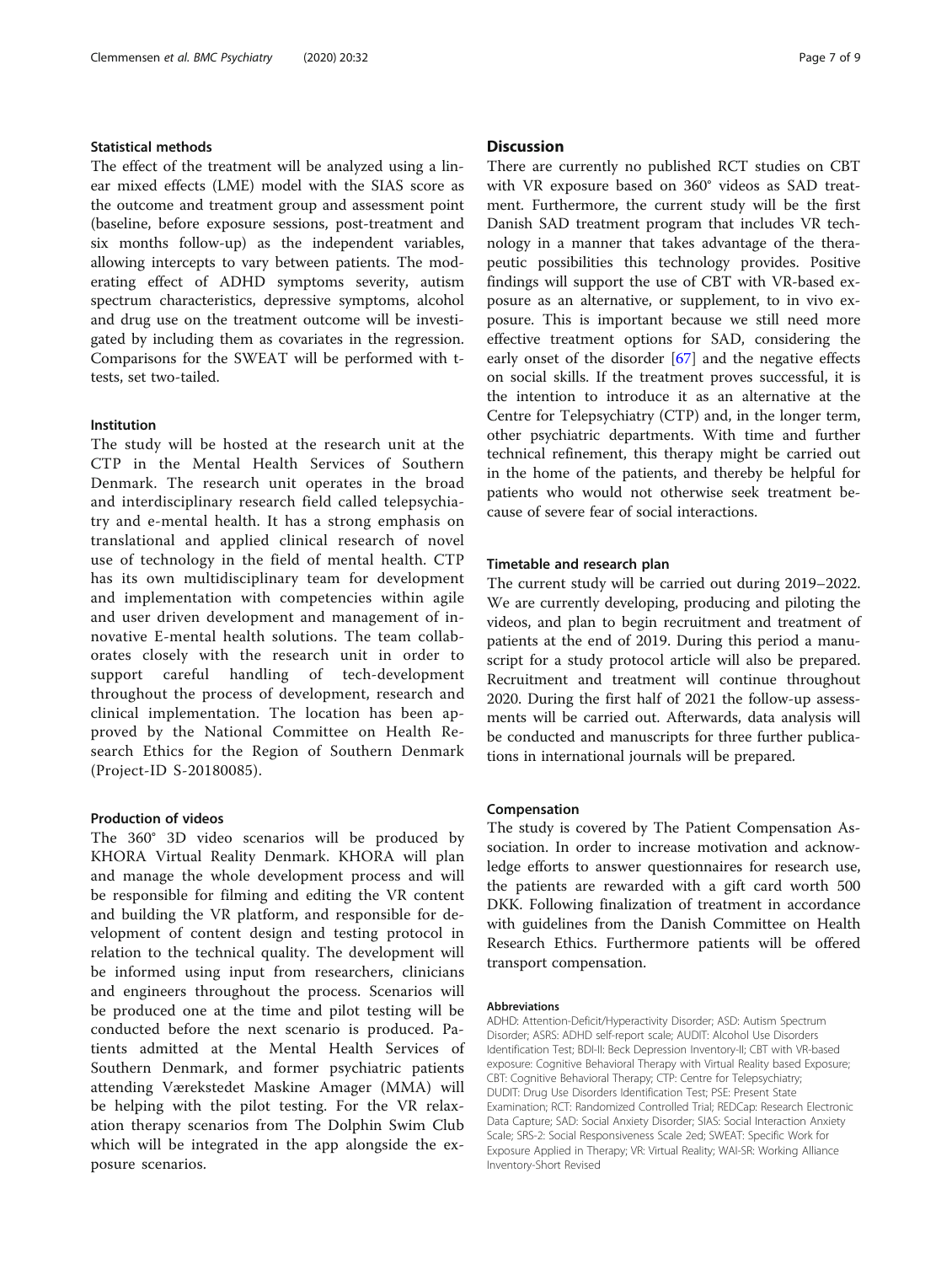### Statistical methods

The effect of the treatment will be analyzed using a linear mixed effects (LME) model with the SIAS score as the outcome and treatment group and assessment point (baseline, before exposure sessions, post-treatment and six months follow-up) as the independent variables, allowing intercepts to vary between patients. The moderating effect of ADHD symptoms severity, autism spectrum characteristics, depressive symptoms, alcohol and drug use on the treatment outcome will be investigated by including them as covariates in the regression. Comparisons for the SWEAT will be performed with t-tests, set two-tailed.

### Institution

The study will be hosted at the research unit at the CTP in the Mental Health Services of Southern Denmark. The research unit operates in the broad and interdisciplinary research field called telepsychiatry and e-mental health. It has a strong emphasis on translational and applied clinical research of novel use of technology in the field of mental health. CTP has its own multidisciplinary team for development and implementation with competencies within agile and user driven development and management of innovative E-mental health solutions. The team collaborates closely with the research unit in order to support careful handling of tech-development throughout the process of development, research and clinical implementation. The location has been approved by the National Committee on Health Research Ethics for the Region of Southern Denmark (Project-ID S-20180085).

### Production of videos

The 360° 3D video scenarios will be produced by KHORA Virtual Reality Denmark. KHORA will plan and manage the whole development process and will be responsible for filming and editing the VR content and building the VR platform, and responsible for development of content design and testing protocol in relation to the technical quality. The development will be informed using input from researchers, clinicians and engineers throughout the process. Scenarios will be produced one at the time and pilot testing will be conducted before the next scenario is produced. Patients admitted at the Mental Health Services of Southern Denmark, and former psychiatric patients attending Værekstedet Maskine Amager (MMA) will be helping with the pilot testing. For the VR relaxation therapy scenarios from The Dolphin Swim Club which will be integrated in the app alongside the exposure scenarios.

## Discussion

There are currently no published RCT studies on CBT with VR exposure based on 360° videos as SAD treatment. Furthermore, the current study will be the first Danish SAD treatment program that includes VR technology in a manner that takes advantage of the therapeutic possibilities this technology provides. Positive findings will support the use of CBT with VR-based exposure as an alternative, or supplement, to in vivo exposure. This is important because we still need more effective treatment options for SAD, considering the early onset of the disorder [67] and the negative effects on social skills. If the treatment proves successful, it is the intention to introduce it as an alternative at the Centre for Telepsychiatry (CTP) and, in the longer term, other psychiatric departments. With time and further technical refinement, this therapy might be carried out in the home of the patients, and thereby be helpful for patients who would not otherwise seek treatment because of severe fear of social interactions.

### Timetable and research plan

The current study will be carried out during 2019–2022. We are currently developing, producing and piloting the videos, and plan to begin recruitment and treatment of patients at the end of 2019. During this period a manuscript for a study protocol article will also be prepared. Recruitment and treatment will continue throughout 2020. During the first half of 2021 the follow-up assessments will be carried out. Afterwards, data analysis will be conducted and manuscripts for three further publications in international journals will be prepared.

### Compensation

The study is covered by The Patient Compensation Association. In order to increase motivation and acknowledge efforts to answer questionnaires for research use, the patients are rewarded with a gift card worth 500 DKK. Following finalization of treatment in accordance with guidelines from the Danish Committee on Health Research Ethics. Furthermore patients will be offered transport compensation.

#### Abbreviations

ADHD: Attention-Deficit/Hyperactivity Disorder; ASD: Autism Spectrum Disorder; ASRS: ADHD self-report scale; AUDIT: Alcohol Use Disorders Identification Test; BDI-II: Beck Depression Inventory-II; CBT with VR-based exposure: Cognitive Behavioral Therapy with Virtual Reality based Exposure; CBT: Cognitive Behavioral Therapy; CTP: Centre for Telepsychiatry; DUDIT: Drug Use Disorders Identification Test; PSE: Present State Examination; RCT: Randomized Controlled Trial; REDCap: Research Electronic Data Capture; SAD: Social Anxiety Disorder; SIAS: Social Interaction Anxiety Scale; SRS-2: Social Responsiveness Scale 2ed; SWEAT: Specific Work for Exposure Applied in Therapy; VR: Virtual Reality; WAI-SR: Working Alliance Inventory-Short Revised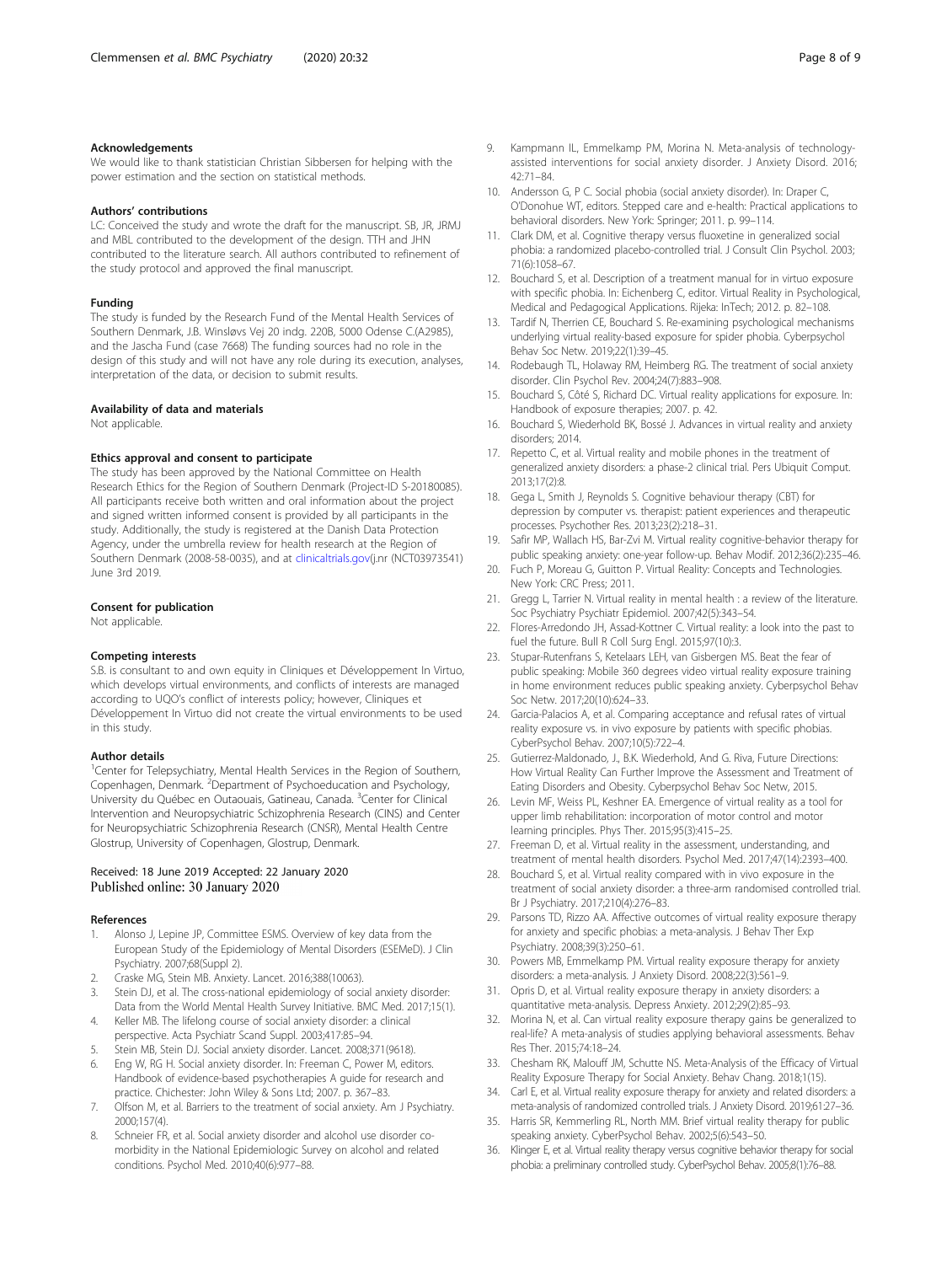#### Acknowledgements

We would like to thank statistician Christian Sibbersen for helping with the power estimation and the section on statistical methods.

#### Authors' contributions

LC: Conceived the study and wrote the draft for the manuscript. SB, JR, JRMJ and MBL contributed to the development of the design. TTH and JHN contributed to the literature search. All authors contributed to refinement of the study protocol and approved the final manuscript.

#### Funding

The study is funded by the Research Fund of the Mental Health Services of Southern Denmark, J.B. Winsløvs Vej 20 indg. 220B, 5000 Odense C.(A2985), and the Jascha Fund (case 7668) The funding sources had no role in the design of this study and will not have any role during its execution, analyses, interpretation of the data, or decision to submit results.

#### Availability of data and materials

Not applicable.

#### Ethics approval and consent to participate

The study has been approved by the National Committee on Health Research Ethics for the Region of Southern Denmark (Project-ID S-20180085). All participants receive both written and oral information about the project and signed written informed consent is provided by all participants in the study. Additionally, the study is registered at the Danish Data Protection Agency, under the umbrella review for health research at the Region of Southern Denmark (2008-58-0035), and at clinicaltrials.gov(j.nr (NCT03973541) June 3rd 2019.

#### Consent for publication

Not applicable.

#### Competing interests

S.B. is consultant to and own equity in Cliniques et Développement In Virtuo, which develops virtual environments, and conflicts of interests are managed according to UQO's conflict of interests policy; however, Cliniques et Développement In Virtuo did not create the virtual environments to be used in this study.

#### Author details

[1]Center for Telepsychiatry, Mental Health Services in the Region of Southern, Copenhagen, Denmark. [2]Department of Psychoeducation and Psychology, University du Québec en Outaouais, Gatineau, Canada. [3]Center for Clinical Intervention and Neuropsychiatric Schizophrenia Research (CINS) and Center for Neuropsychiatric Schizophrenia Research (CNSR), Mental Health Centre Glostrup, University of Copenhagen, Glostrup, Denmark.

Received: 18 June 2019 Accepted: 22 January 2020
Published online: 30 January 2020

#### References

1. Alonso J, Lepine JP, Committee ESMS. Overview of key data from the European Study of the Epidemiology of Mental Disorders (ESEMeD). J Clin Psychiatry. 2007;68(Suppl 2).
2. Craske MG, Stein MB. Anxiety. Lancet. 2016;388(10063).
3. Stein DJ, et al. The cross-national epidemiology of social anxiety disorder: Data from the World Mental Health Survey Initiative. BMC Med. 2017;15(1).
4. Keller MB. The lifelong course of social anxiety disorder: a clinical perspective. Acta Psychiatr Scand Suppl. 2003;417:85–94.
5. Stein MB, Stein DJ. Social anxiety disorder. Lancet. 2008;371(9618).
6. Eng W, RG H. Social anxiety disorder. In: Freeman C, Power M, editors. Handbook of evidence-based psychotherapies A guide for research and practice. Chichester: John Wiley & Sons Ltd; 2007. p. 367–83.
7. Olfson M, et al. Barriers to the treatment of social anxiety. Am J Psychiatry. 2000;157(4).
8. Schneier FR, et al. Social anxiety disorder and alcohol use disorder co-morbidity in the National Epidemiologic Survey on alcohol and related conditions. Psychol Med. 2010;40(6):977–88.
9. Kampmann IL, Emmelkamp PM, Morina N. Meta-analysis of technology-assisted interventions for social anxiety disorder. J Anxiety Disord. 2016; 42:71–84.
10. Andersson G, P C. Social phobia (social anxiety disorder). In: Draper C, O'Donohue WT, editors. Stepped care and e-health: Practical applications to behavioral disorders. New York: Springer; 2011. p. 99–114.
11. Clark DM, et al. Cognitive therapy versus fluoxetine in generalized social phobia: a randomized placebo-controlled trial. J Consult Clin Psychol. 2003; 71(6):1058–67.
12. Bouchard S, et al. Description of a treatment manual for in virtuo exposure with specific phobia. In: Eichenberg C, editor. Virtual Reality in Psychological, Medical and Pedagogical Applications. Rijeka: InTech; 2012. p. 82–108.
13. Tardif N, Therrien CE, Bouchard S. Re-examining psychological mechanisms underlying virtual reality-based exposure for spider phobia. Cyberpsychol Behav Soc Netw. 2019;22(1):39–45.
14. Rodebaugh TL, Holaway RM, Heimberg RG. The treatment of social anxiety disorder. Clin Psychol Rev. 2004;24(7):883–908.
15. Bouchard S, Côté S, Richard DC. Virtual reality applications for exposure. In: Handbook of exposure therapies; 2007. p. 42.
16. Bouchard S, Wiederhold BK, Bossé J. Advances in virtual reality and anxiety disorders; 2014.
17. Repetto C, et al. Virtual reality and mobile phones in the treatment of generalized anxiety disorders: a phase-2 clinical trial. Pers Ubiquit Comput. 2013;17(2):8.
18. Gega L, Smith J, Reynolds S. Cognitive behaviour therapy (CBT) for depression by computer vs. therapist: patient experiences and therapeutic processes. Psychother Res. 2013;23(2):218–31.
19. Safir MP, Wallach HS, Bar-Zvi M. Virtual reality cognitive-behavior therapy for public speaking anxiety: one-year follow-up. Behav Modif. 2012;36(2):235–46.
20. Fuch P, Moreau G, Guitton P. Virtual Reality: Concepts and Technologies. New York: CRC Press; 2011.
21. Gregg L, Tarrier N. Virtual reality in mental health : a review of the literature. Soc Psychiatry Psychiatr Epidemiol. 2007;42(5):343–54.
22. Flores-Arredondo JH, Assad-Kottner C. Virtual reality: a look into the past to fuel the future. Bull R Coll Surg Engl. 2015;97(10):3.
23. Stupar-Rutenfrans S, Ketelaars LEH, van Gisbergen MS. Beat the fear of public speaking: Mobile 360 degrees video virtual reality exposure training in home environment reduces public speaking anxiety. Cyberpsychol Behav Soc Netw. 2017;20(10):624–33.
24. Garcia-Palacios A, et al. Comparing acceptance and refusal rates of virtual reality exposure vs. in vivo exposure by patients with specific phobias. CyberPsychol Behav. 2007;10(5):722–4.
25. Gutierrez-Maldonado, J., B.K. Wiederhold, And G. Riva, Future Directions: How Virtual Reality Can Further Improve the Assessment and Treatment of Eating Disorders and Obesity. Cyberpsychol Behav Soc Netw, 2015.
26. Levin MF, Weiss PL, Keshner EA. Emergence of virtual reality as a tool for upper limb rehabilitation: incorporation of motor control and motor learning principles. Phys Ther. 2015;95(3):415–25.
27. Freeman D, et al. Virtual reality in the assessment, understanding, and treatment of mental health disorders. Psychol Med. 2017;47(14):2393–400.
28. Bouchard S, et al. Virtual reality compared with in vivo exposure in the treatment of social anxiety disorder: a three-arm randomised controlled trial. Br J Psychiatry. 2017;210(4):276–83.
29. Parsons TD, Rizzo AA. Affective outcomes of virtual reality exposure therapy for anxiety and specific phobias: a meta-analysis. J Behav Ther Exp Psychiatry. 2008;39(3):250–61.
30. Powers MB, Emmelkamp PM. Virtual reality exposure therapy for anxiety disorders: a meta-analysis. J Anxiety Disord. 2008;22(3):561–9.
31. Opris D, et al. Virtual reality exposure therapy in anxiety disorders: a quantitative meta-analysis. Depress Anxiety. 2012;29(2):85–93.
32. Morina N, et al. Can virtual reality exposure therapy gains be generalized to real-life? A meta-analysis of studies applying behavioral assessments. Behav Res Ther. 2015;74:18–24.
33. Chesham RK, Malouff JM, Schutte NS. Meta-Analysis of the Efficacy of Virtual Reality Exposure Therapy for Social Anxiety. Behav Chang. 2018;1(15).
34. Carl E, et al. Virtual reality exposure therapy for anxiety and related disorders: a meta-analysis of randomized controlled trials. J Anxiety Disord. 2019;61:27–36.
35. Harris SR, Kemmerling RL, North MM. Brief virtual reality therapy for public speaking anxiety. CyberPsychol Behav. 2002;5(6):543–50.
36. Klinger E, et al. Virtual reality therapy versus cognitive behavior therapy for social phobia: a preliminary controlled study. CyberPsychol Behav. 2005;8(1):76–88.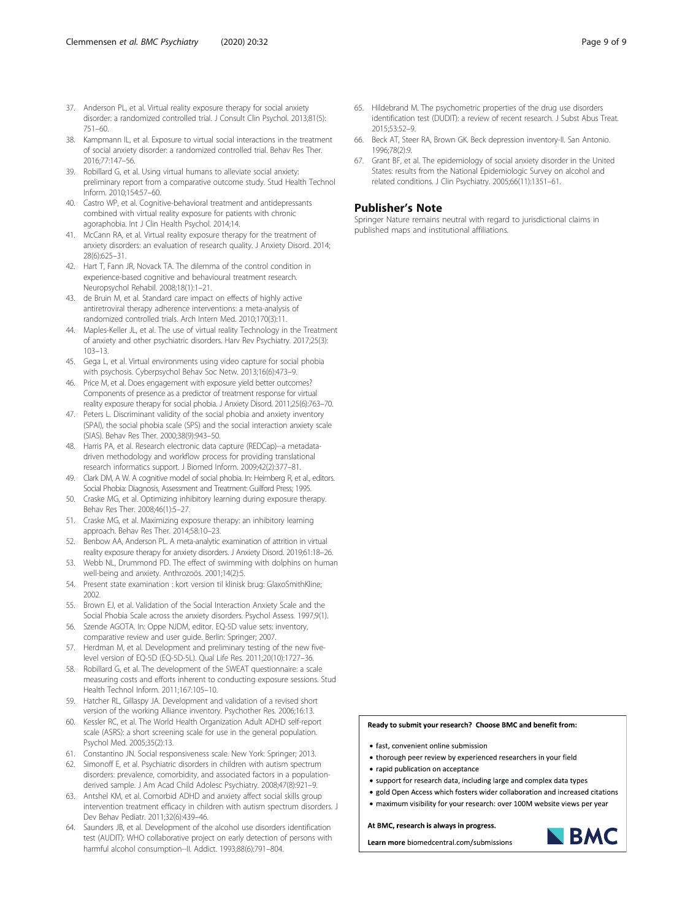37. Anderson PL, et al. Virtual reality exposure therapy for social anxiety disorder: a randomized controlled trial. J Consult Clin Psychol. 2013;81(5):751–60.
38. Kampmann IL, et al. Exposure to virtual social interactions in the treatment of social anxiety disorder: a randomized controlled trial. Behav Res Ther. 2016;77:147–56.
39. Robillard G, et al. Using virtual humans to alleviate social anxiety: preliminary report from a comparative outcome study. Stud Health Technol Inform. 2010;154:57–60.
40. Castro WP, et al. Cognitive-behavioral treatment and antidepressants combined with virtual reality exposure for patients with chronic agoraphobia. Int J Clin Health Psychol. 2014;14.
41. McCann RA, et al. Virtual reality exposure therapy for the treatment of anxiety disorders: an evaluation of research quality. J Anxiety Disord. 2014;28(6):625–31.
42. Hart T, Fann JR, Novack TA. The dilemma of the control condition in experience-based cognitive and behavioural treatment research. Neuropsychol Rehabil. 2008;18(1):1–21.
43. de Bruin M, et al. Standard care impact on effects of highly active antiretroviral therapy adherence interventions: a meta-analysis of randomized controlled trials. Arch Intern Med. 2010;170(3):11.
44. Maples-Keller JL, et al. The use of virtual reality Technology in the Treatment of anxiety and other psychiatric disorders. Harv Rev Psychiatry. 2017;25(3):103–13.
45. Gega L, et al. Virtual environments using video capture for social phobia with psychosis. Cyberpsychol Behav Soc Netw. 2013;16(6):473–9.
46. Price M, et al. Does engagement with exposure yield better outcomes? Components of presence as a predictor of treatment response for virtual reality exposure therapy for social phobia. J Anxiety Disord. 2011;25(6):763–70.
47. Peters L. Discriminant validity of the social phobia and anxiety inventory (SPAI), the social phobia scale (SPS) and the social interaction anxiety scale (SIAS). Behav Res Ther. 2000;38(9):943–50.
48. Harris PA, et al. Research electronic data capture (REDCap)--a metadata-driven methodology and workflow process for providing translational research informatics support. J Biomed Inform. 2009;42(2):377–81.
49. Clark DM, A W. A cognitive model of social phobia. In: Heimberg R, et al., editors. Social Phobia: Diagnosis, Assessment and Treatment: Guilford Press; 1995.
50. Craske MG, et al. Optimizing inhibitory learning during exposure therapy. Behav Res Ther. 2008;46(1):5–27.
51. Craske MG, et al. Maximizing exposure therapy: an inhibitory learning approach. Behav Res Ther. 2014;58:10–23.
52. Benbow AA, Anderson PL. A meta-analytic examination of attrition in virtual reality exposure therapy for anxiety disorders. J Anxiety Disord. 2019;61:18–26.
53. Webb NL, Drummond PD. The effect of swimming with dolphins on human well-being and anxiety. Anthrozoös. 2001;14(2):5.
54. Present state examination : kort version til klinisk brug: GlaxoSmithKline; 2002.
55. Brown EJ, et al. Validation of the Social Interaction Anxiety Scale and the Social Phobia Scale across the anxiety disorders. Psychol Assess. 1997;9(1).
56. Szende AGOTA. In: Oppe NJDM, editor. EQ-5D value sets: inventory, comparative review and user guide. Berlin: Springer; 2007.
57. Herdman M, et al. Development and preliminary testing of the new five-level version of EQ-5D (EQ-5D-5L). Qual Life Res. 2011;20(10):1727–36.
58. Robillard G, et al. The development of the SWEAT questionnaire: a scale measuring costs and efforts inherent to conducting exposure sessions. Stud Health Technol Inform. 2011;167:105–10.
59. Hatcher RL, Gillaspy JA. Development and validation of a revised short version of the working Alliance inventory. Psychother Res. 2006;16:13.
60. Kessler RC, et al. The World Health Organization Adult ADHD self-report scale (ASRS): a short screening scale for use in the general population. Psychol Med. 2005;35(2):13.
61. Constantino JN. Social responsiveness scale. New York: Springer; 2013.
62. Simonoff E, et al. Psychiatric disorders in children with autism spectrum disorders: prevalence, comorbidity, and associated factors in a population-derived sample. J Am Acad Child Adolesc Psychiatry. 2008;47(8):921–9.
63. Antshel KM, et al. Comorbid ADHD and anxiety affect social skills group intervention treatment efficacy in children with autism spectrum disorders. J Dev Behav Pediatr. 2011;32(6):439–46.
64. Saunders JB, et al. Development of the alcohol use disorders identification test (AUDIT): WHO collaborative project on early detection of persons with harmful alcohol consumption--II. Addict. 1993;88(6):791–804.
65. Hildebrand M. The psychometric properties of the drug use disorders identification test (DUDIT): a review of recent research. J Subst Abus Treat. 2015;53:52–9.
66. Beck AT, Steer RA, Brown GK. Beck depression inventory-II. San Antonio. 1996;78(2):9.
67. Grant BF, et al. The epidemiology of social anxiety disorder in the United States: results from the National Epidemiologic Survey on alcohol and related conditions. J Clin Psychiatry. 2005;66(11):1351–61.

## Publisher's Note

Springer Nature remains neutral with regard to jurisdictional claims in published maps and institutional affiliations.

**Ready to submit your research? Choose BMC and benefit from:**

- fast, convenient online submission
- thorough peer review by experienced researchers in your field
- rapid publication on acceptance
- support for research data, including large and complex data types
- gold Open Access which fosters wider collaboration and increased citations
- maximum visibility for your research: over 100M website views per year

**At BMC, research is always in progress.**

**Learn more** biomedcentral.com/submissions

BMC